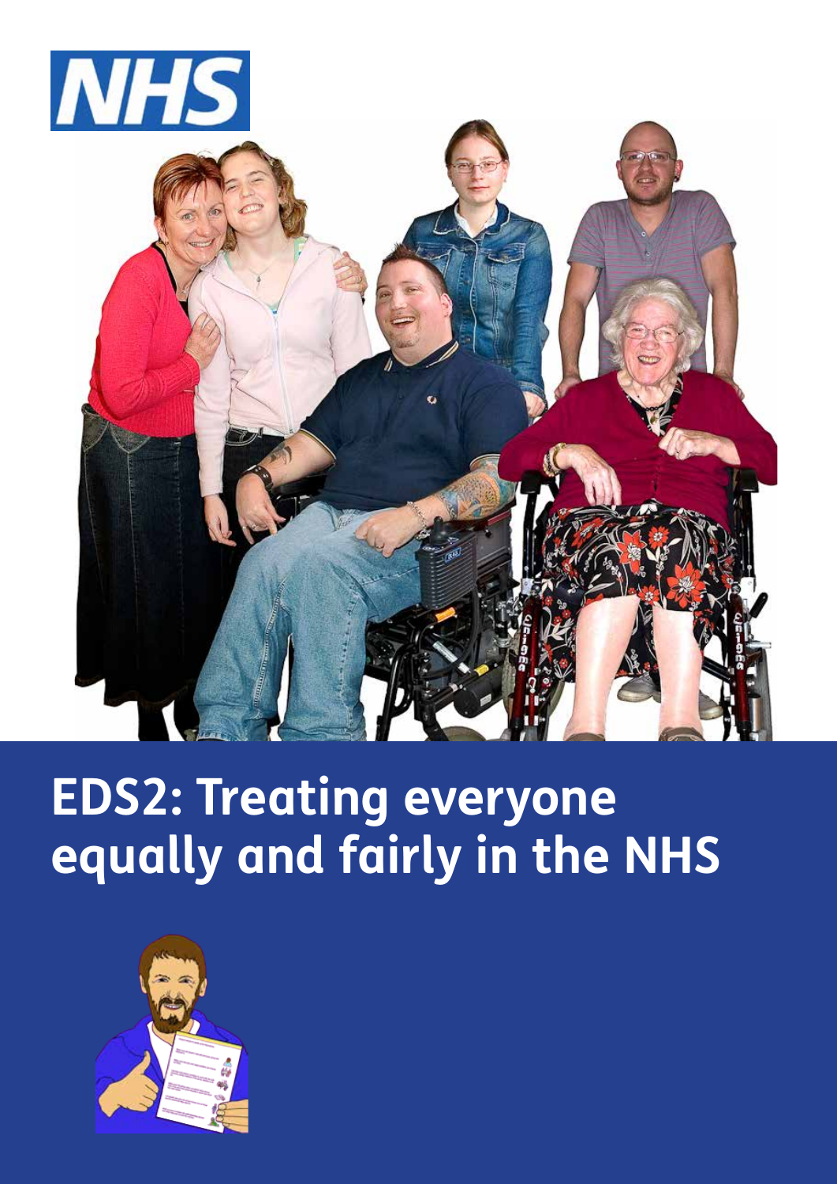NHS

# EDS2: Treating everyone equally and fairly in the NHS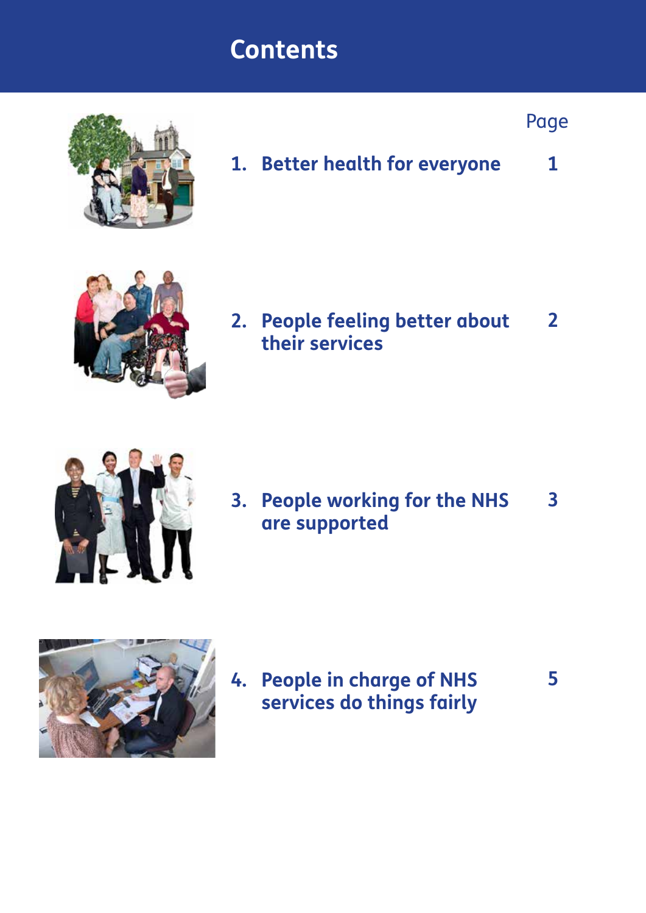# Contents

| | Page |
|---|---|
| 1. Better health for everyone | 1 |
| 2. People feeling better about their services | 2 |
| 3. People working for the NHS are supported | 3 |
| 4. People in charge of NHS services do things fairly | 5 |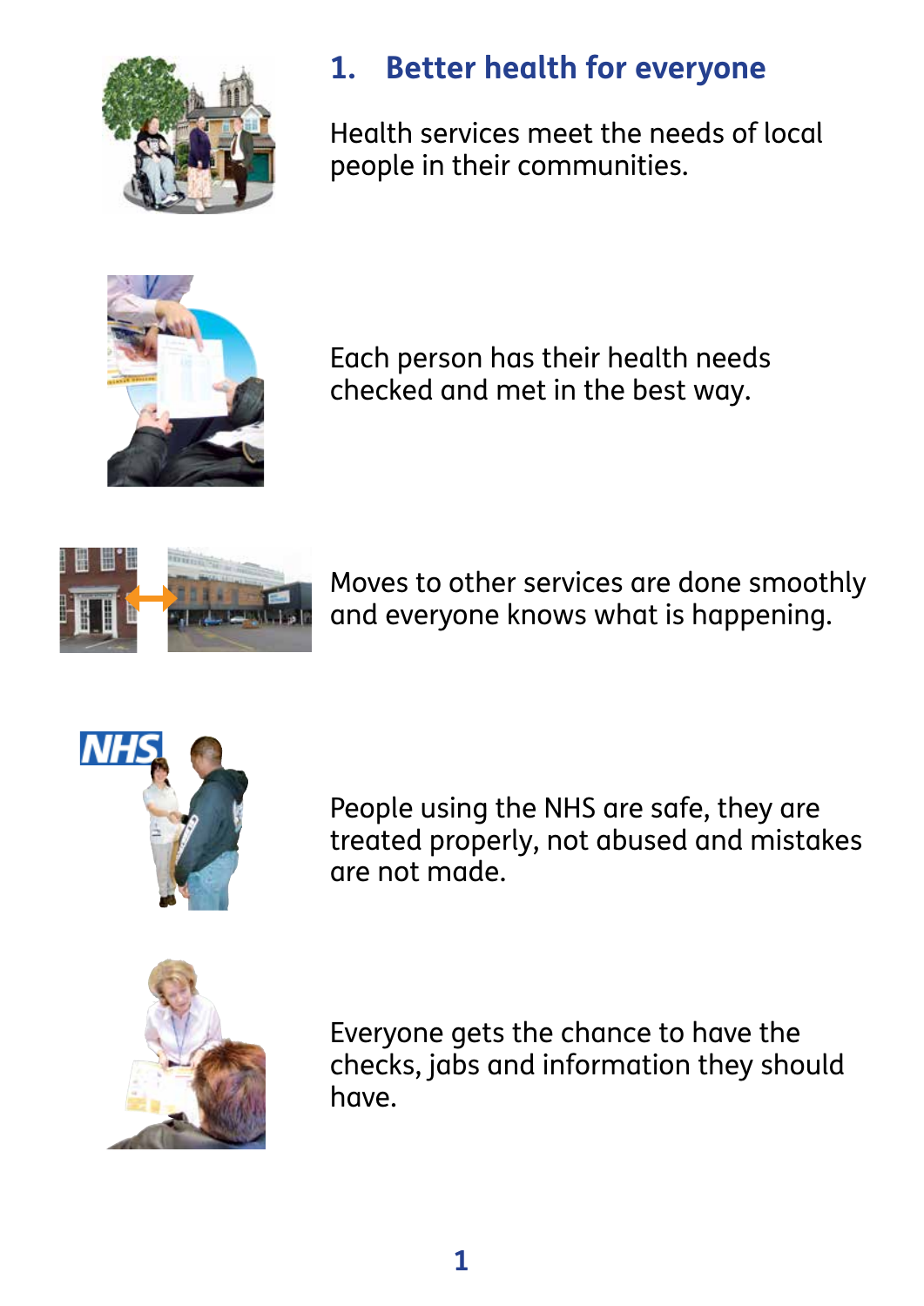## 1. Better health for everyone

Health services meet the needs of local people in their communities.

Each person has their health needs checked and met in the best way.

Moves to other services are done smoothly and everyone knows what is happening.

People using the NHS are safe, they are treated properly, not abused and mistakes are not made.

Everyone gets the chance to have the checks, jabs and information they should have.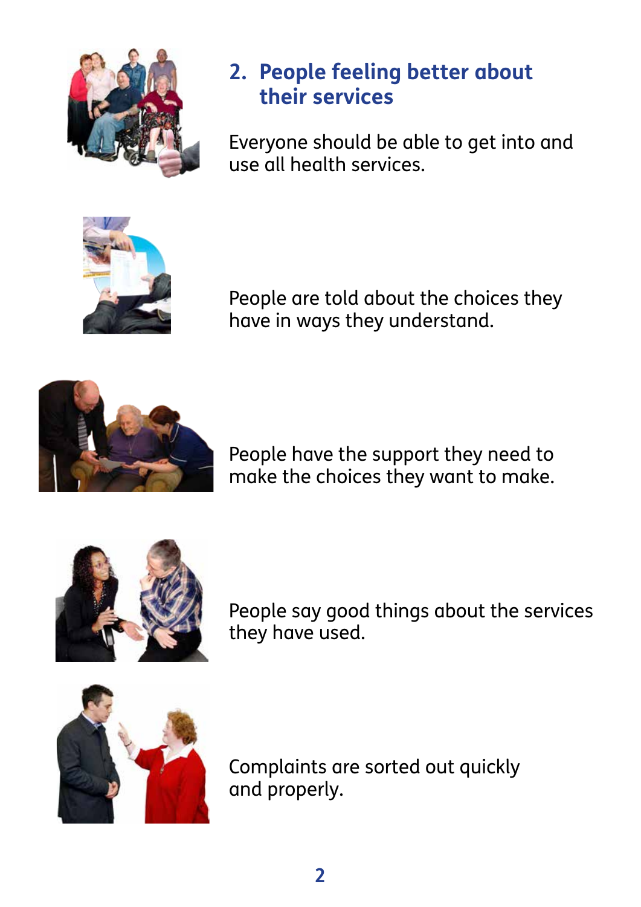## 2. People feeling better about their services

Everyone should be able to get into and use all health services.

People are told about the choices they have in ways they understand.

People have the support they need to make the choices they want to make.

People say good things about the services they have used.

Complaints are sorted out quickly and properly.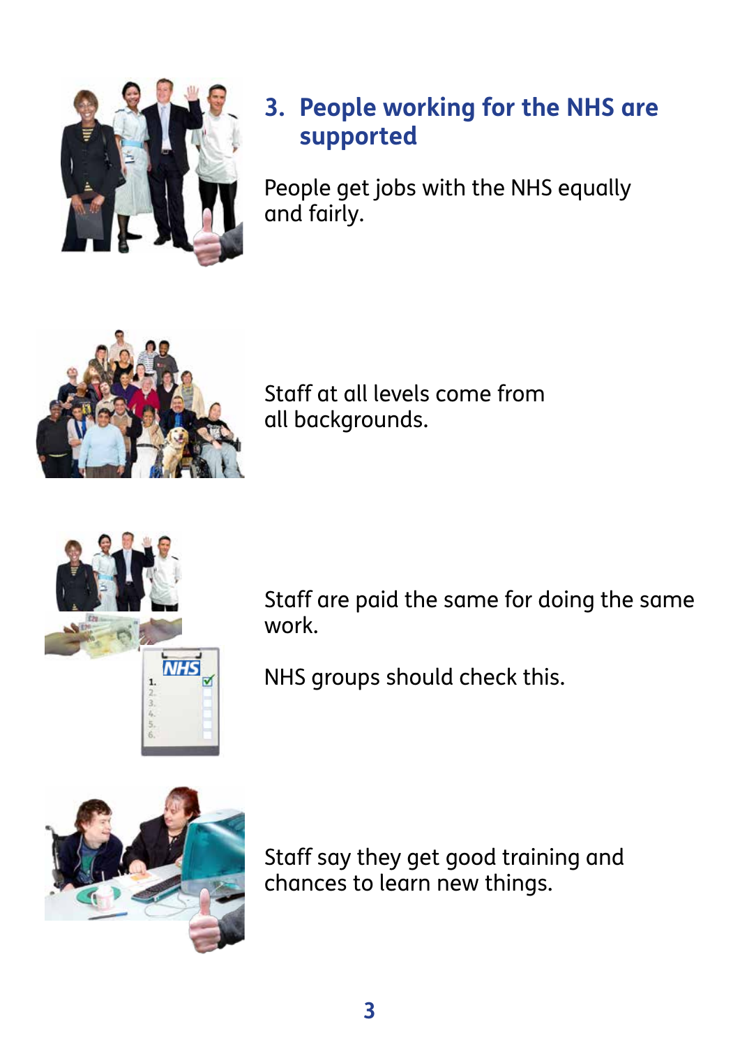## 3. People working for the NHS are supported

People get jobs with the NHS equally and fairly.

Staff at all levels come from all backgrounds.

Staff are paid the same for doing the same work.

NHS groups should check this.

Staff say they get good training and chances to learn new things.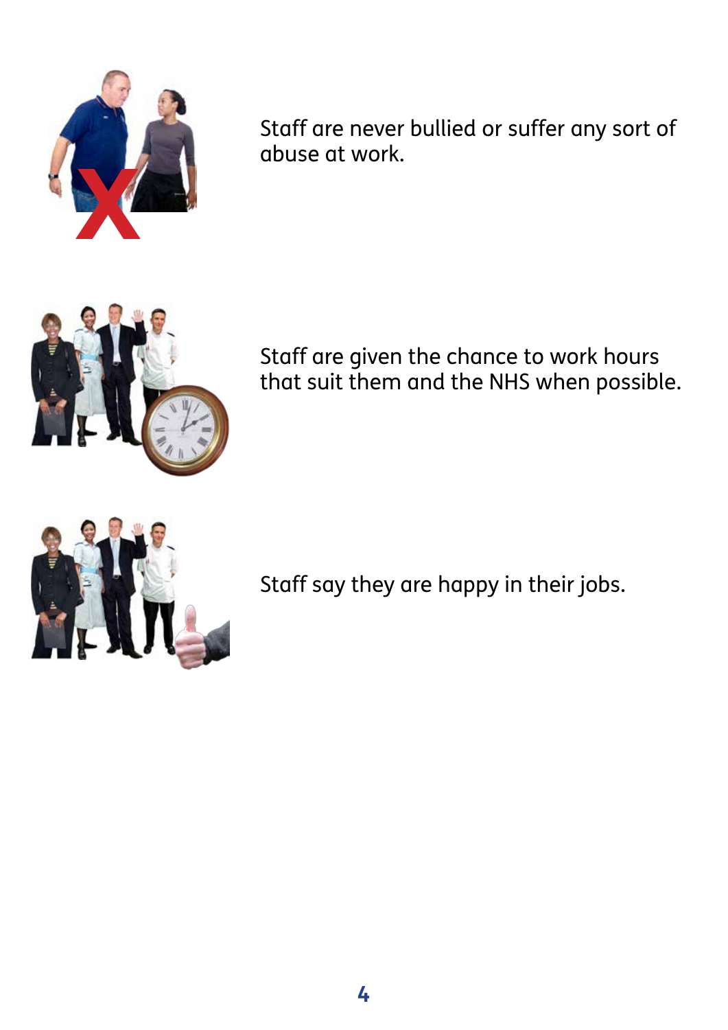Staff are never bullied or suffer any sort of abuse at work.

Staff are given the chance to work hours that suit them and the NHS when possible.

Staff say they are happy in their jobs.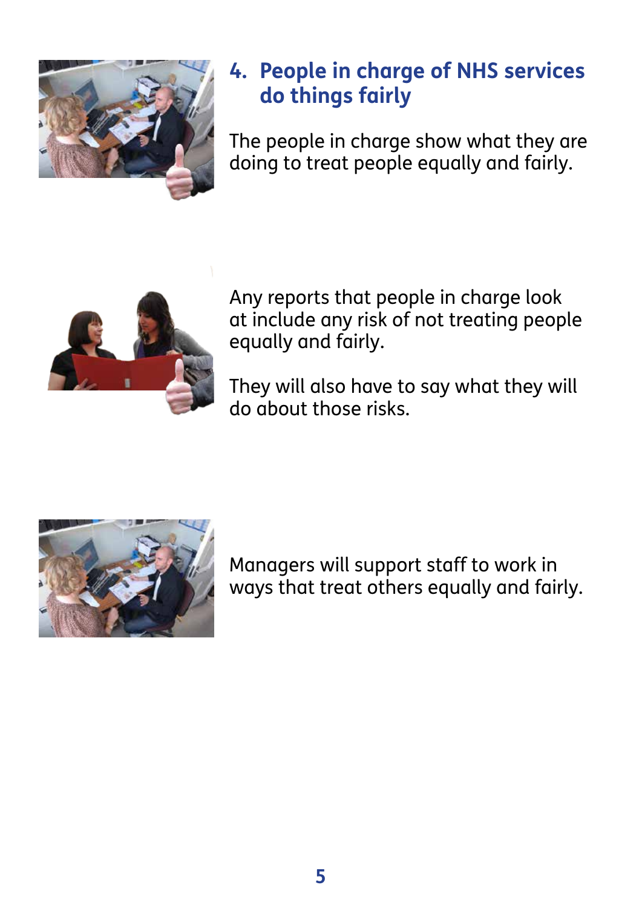## 4. People in charge of NHS services do things fairly

The people in charge show what they are doing to treat people equally and fairly.

Any reports that people in charge look at include any risk of not treating people equally and fairly.

They will also have to say what they will do about those risks.

Managers will support staff to work in ways that treat others equally and fairly.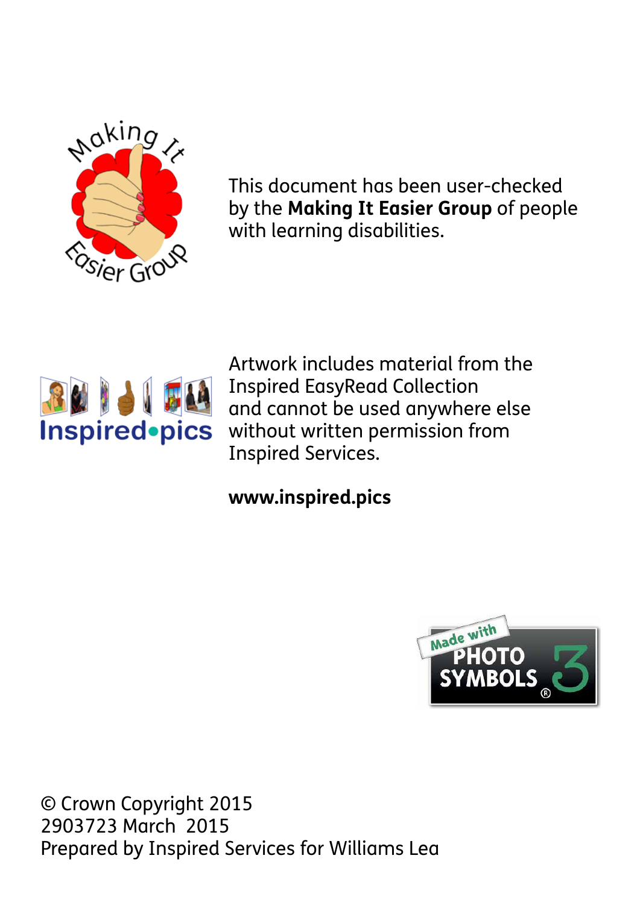This document has been user-checked by the **Making It Easier Group** of people with learning disabilities.

Artwork includes material from the Inspired EasyRead Collection and cannot be used anywhere else without written permission from Inspired Services.

**www.inspired.pics**

© Crown Copyright 2015
2903723 March 2015
Prepared by Inspired Services for Williams Lea